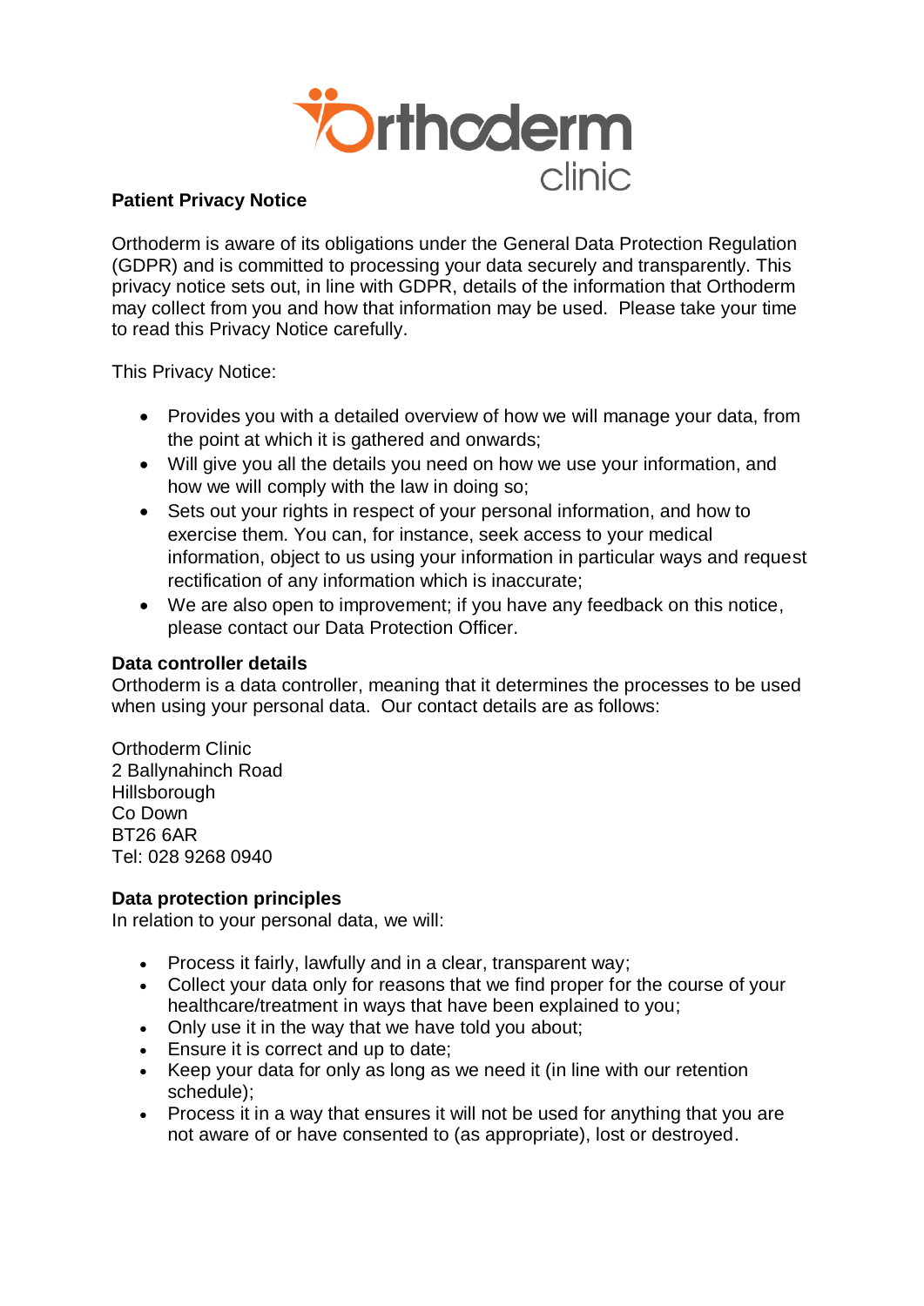Orthoderm clinic

## Patient Privacy Notice

Orthoderm is aware of its obligations under the General Data Protection Regulation (GDPR) and is committed to processing your data securely and transparently. This privacy notice sets out, in line with GDPR, details of the information that Orthoderm may collect from you and how that information may be used. Please take your time to read this Privacy Notice carefully.

This Privacy Notice:

- Provides you with a detailed overview of how we will manage your data, from the point at which it is gathered and onwards;
- Will give you all the details you need on how we use your information, and how we will comply with the law in doing so;
- Sets out your rights in respect of your personal information, and how to exercise them. You can, for instance, seek access to your medical information, object to us using your information in particular ways and request rectification of any information which is inaccurate;
- We are also open to improvement; if you have any feedback on this notice, please contact our Data Protection Officer.

**Data controller details**
Orthoderm is a data controller, meaning that it determines the processes to be used when using your personal data. Our contact details are as follows:

Orthoderm Clinic
2 Ballynahinch Road
Hillsborough
Co Down
BT26 6AR
Tel: 028 9268 0940

**Data protection principles**
In relation to your personal data, we will:

- Process it fairly, lawfully and in a clear, transparent way;
- Collect your data only for reasons that we find proper for the course of your healthcare/treatment in ways that have been explained to you;
- Only use it in the way that we have told you about;
- Ensure it is correct and up to date;
- Keep your data for only as long as we need it (in line with our retention schedule);
- Process it in a way that ensures it will not be used for anything that you are not aware of or have consented to (as appropriate), lost or destroyed.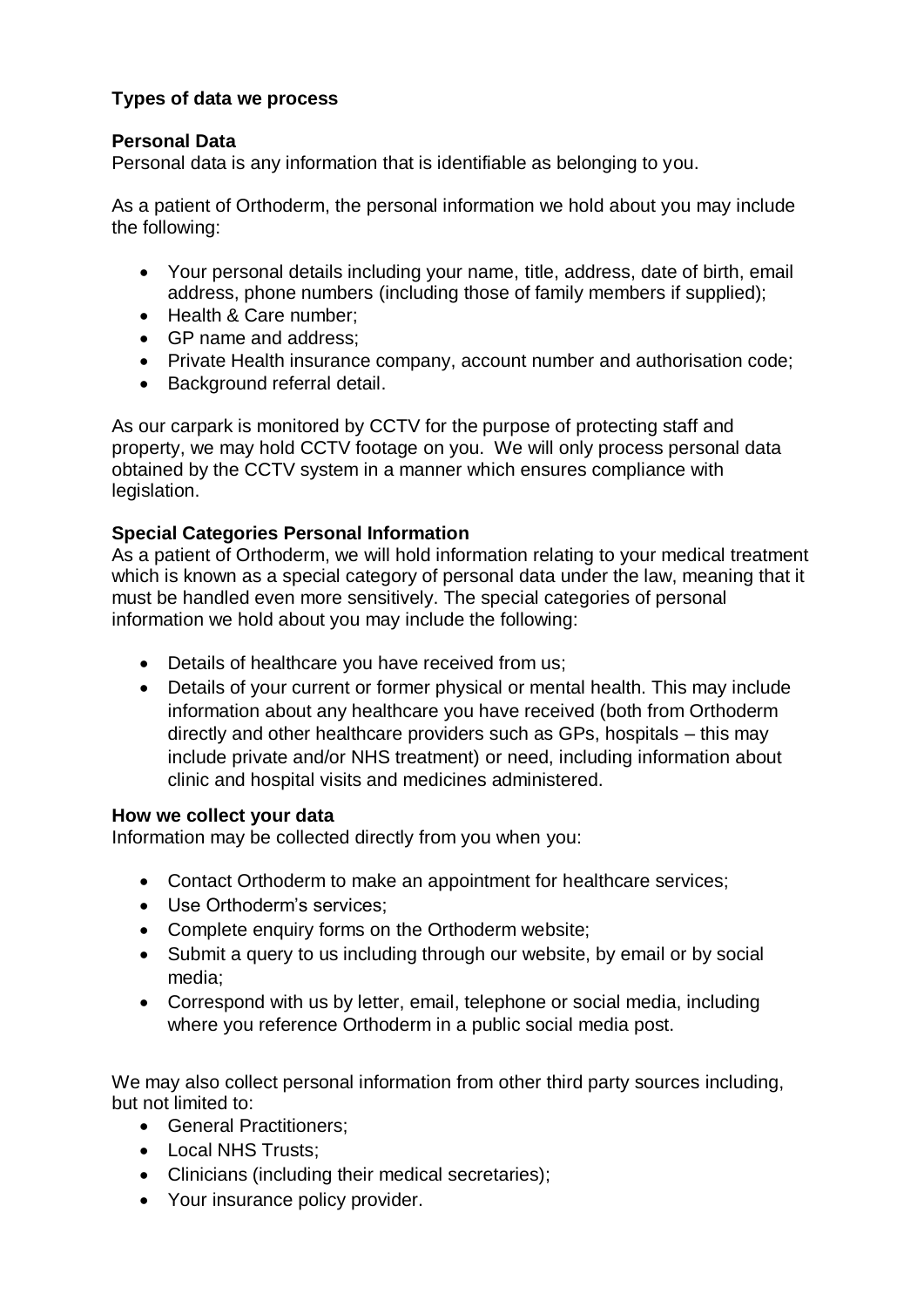**Types of data we process**

**Personal Data**

Personal data is any information that is identifiable as belonging to you.

As a patient of Orthoderm, the personal information we hold about you may include the following:

- Your personal details including your name, title, address, date of birth, email address, phone numbers (including those of family members if supplied);
- Health & Care number;
- GP name and address;
- Private Health insurance company, account number and authorisation code;
- Background referral detail.

As our carpark is monitored by CCTV for the purpose of protecting staff and property, we may hold CCTV footage on you. We will only process personal data obtained by the CCTV system in a manner which ensures compliance with legislation.

**Special Categories Personal Information**

As a patient of Orthoderm, we will hold information relating to your medical treatment which is known as a special category of personal data under the law, meaning that it must be handled even more sensitively. The special categories of personal information we hold about you may include the following:

- Details of healthcare you have received from us;
- Details of your current or former physical or mental health. This may include information about any healthcare you have received (both from Orthoderm directly and other healthcare providers such as GPs, hospitals – this may include private and/or NHS treatment) or need, including information about clinic and hospital visits and medicines administered.

**How we collect your data**

Information may be collected directly from you when you:

- Contact Orthoderm to make an appointment for healthcare services;
- Use Orthoderm's services;
- Complete enquiry forms on the Orthoderm website;
- Submit a query to us including through our website, by email or by social media;
- Correspond with us by letter, email, telephone or social media, including where you reference Orthoderm in a public social media post.

We may also collect personal information from other third party sources including, but not limited to:

- General Practitioners;
- Local NHS Trusts;
- Clinicians (including their medical secretaries);
- Your insurance policy provider.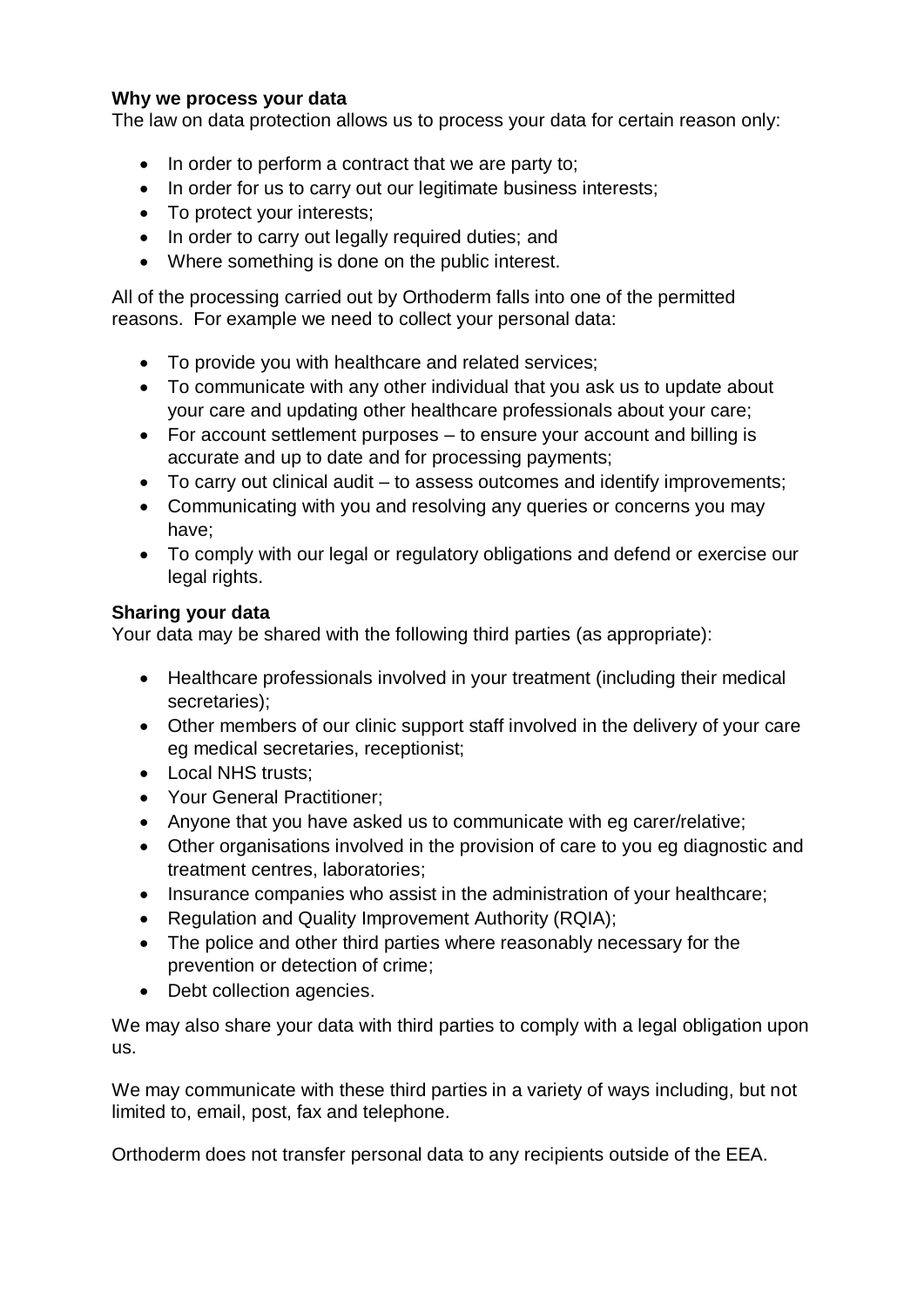**Why we process your data**

The law on data protection allows us to process your data for certain reason only:

- In order to perform a contract that we are party to;
- In order for us to carry out our legitimate business interests;
- To protect your interests;
- In order to carry out legally required duties; and
- Where something is done on the public interest.

All of the processing carried out by Orthoderm falls into one of the permitted reasons. For example we need to collect your personal data:

- To provide you with healthcare and related services;
- To communicate with any other individual that you ask us to update about your care and updating other healthcare professionals about your care;
- For account settlement purposes – to ensure your account and billing is accurate and up to date and for processing payments;
- To carry out clinical audit – to assess outcomes and identify improvements;
- Communicating with you and resolving any queries or concerns you may have;
- To comply with our legal or regulatory obligations and defend or exercise our legal rights.

**Sharing your data**

Your data may be shared with the following third parties (as appropriate):

- Healthcare professionals involved in your treatment (including their medical secretaries);
- Other members of our clinic support staff involved in the delivery of your care eg medical secretaries, receptionist;
- Local NHS trusts;
- Your General Practitioner;
- Anyone that you have asked us to communicate with eg carer/relative;
- Other organisations involved in the provision of care to you eg diagnostic and treatment centres, laboratories;
- Insurance companies who assist in the administration of your healthcare;
- Regulation and Quality Improvement Authority (RQIA);
- The police and other third parties where reasonably necessary for the prevention or detection of crime;
- Debt collection agencies.

We may also share your data with third parties to comply with a legal obligation upon us.

We may communicate with these third parties in a variety of ways including, but not limited to, email, post, fax and telephone.

Orthoderm does not transfer personal data to any recipients outside of the EEA.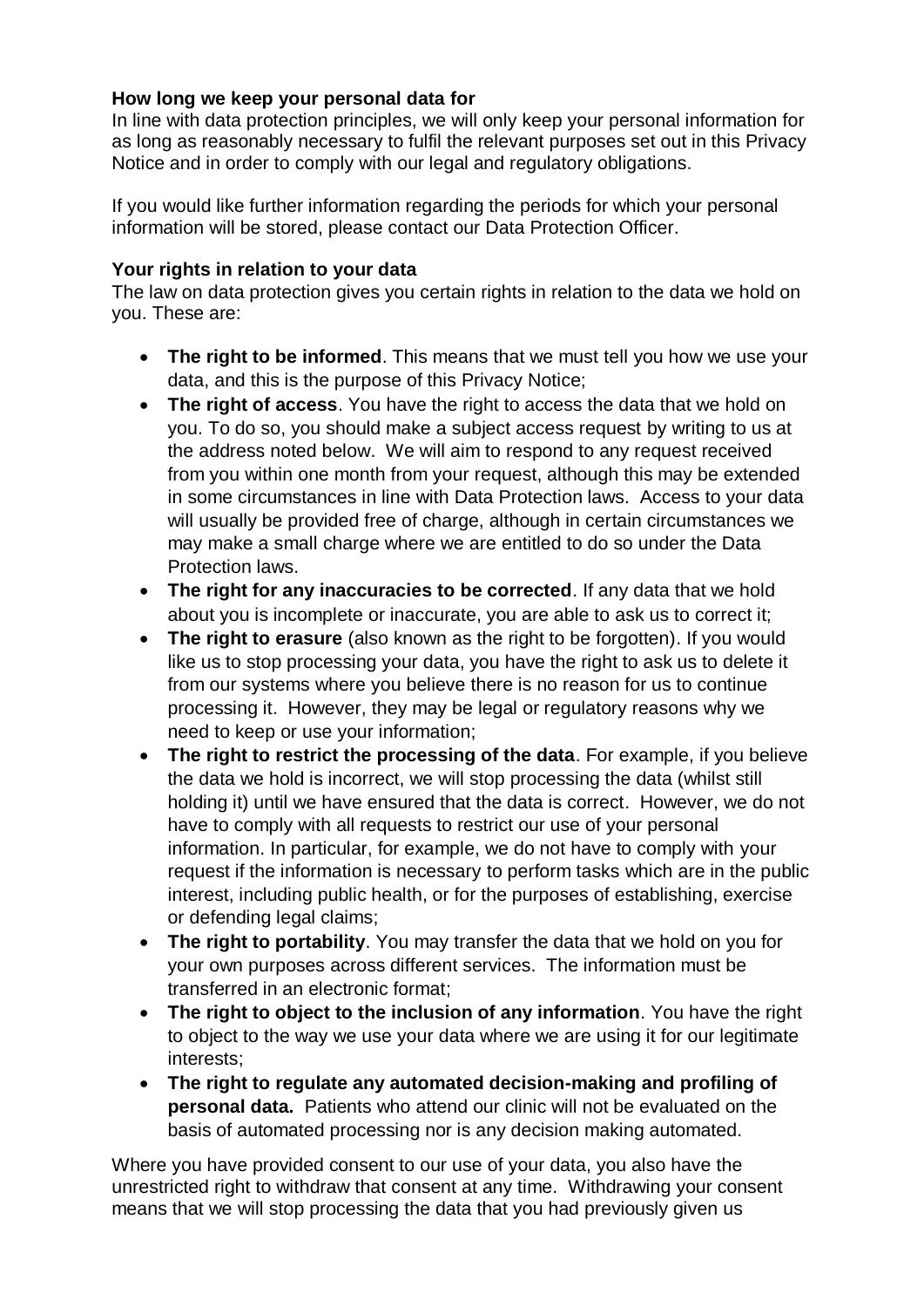**How long we keep your personal data for**

In line with data protection principles, we will only keep your personal information for as long as reasonably necessary to fulfil the relevant purposes set out in this Privacy Notice and in order to comply with our legal and regulatory obligations.

If you would like further information regarding the periods for which your personal information will be stored, please contact our Data Protection Officer.

**Your rights in relation to your data**

The law on data protection gives you certain rights in relation to the data we hold on you. These are:

- **The right to be informed**. This means that we must tell you how we use your data, and this is the purpose of this Privacy Notice;
- **The right of access**. You have the right to access the data that we hold on you. To do so, you should make a subject access request by writing to us at the address noted below. We will aim to respond to any request received from you within one month from your request, although this may be extended in some circumstances in line with Data Protection laws. Access to your data will usually be provided free of charge, although in certain circumstances we may make a small charge where we are entitled to do so under the Data Protection laws.
- **The right for any inaccuracies to be corrected**. If any data that we hold about you is incomplete or inaccurate, you are able to ask us to correct it;
- **The right to erasure** (also known as the right to be forgotten). If you would like us to stop processing your data, you have the right to ask us to delete it from our systems where you believe there is no reason for us to continue processing it. However, they may be legal or regulatory reasons why we need to keep or use your information;
- **The right to restrict the processing of the data**. For example, if you believe the data we hold is incorrect, we will stop processing the data (whilst still holding it) until we have ensured that the data is correct. However, we do not have to comply with all requests to restrict our use of your personal information. In particular, for example, we do not have to comply with your request if the information is necessary to perform tasks which are in the public interest, including public health, or for the purposes of establishing, exercise or defending legal claims;
- **The right to portability**. You may transfer the data that we hold on you for your own purposes across different services. The information must be transferred in an electronic format;
- **The right to object to the inclusion of any information**. You have the right to object to the way we use your data where we are using it for our legitimate interests;
- **The right to regulate any automated decision-making and profiling of personal data.** Patients who attend our clinic will not be evaluated on the basis of automated processing nor is any decision making automated.

Where you have provided consent to our use of your data, you also have the unrestricted right to withdraw that consent at any time. Withdrawing your consent means that we will stop processing the data that you had previously given us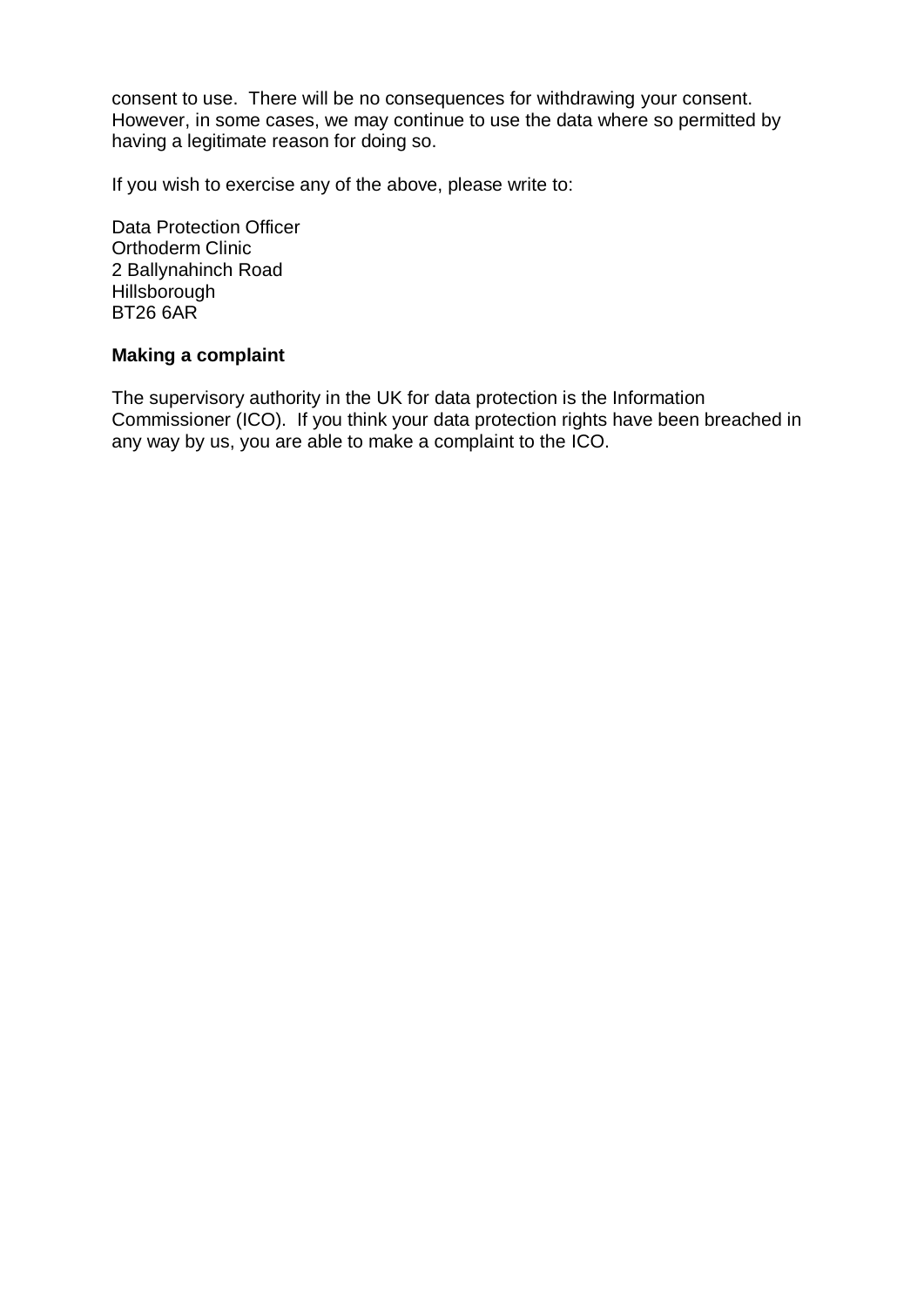consent to use. There will be no consequences for withdrawing your consent. However, in some cases, we may continue to use the data where so permitted by having a legitimate reason for doing so.

If you wish to exercise any of the above, please write to:

Data Protection Officer
Orthoderm Clinic
2 Ballynahinch Road
Hillsborough
BT26 6AR

**Making a complaint**

The supervisory authority in the UK for data protection is the Information Commissioner (ICO). If you think your data protection rights have been breached in any way by us, you are able to make a complaint to the ICO.